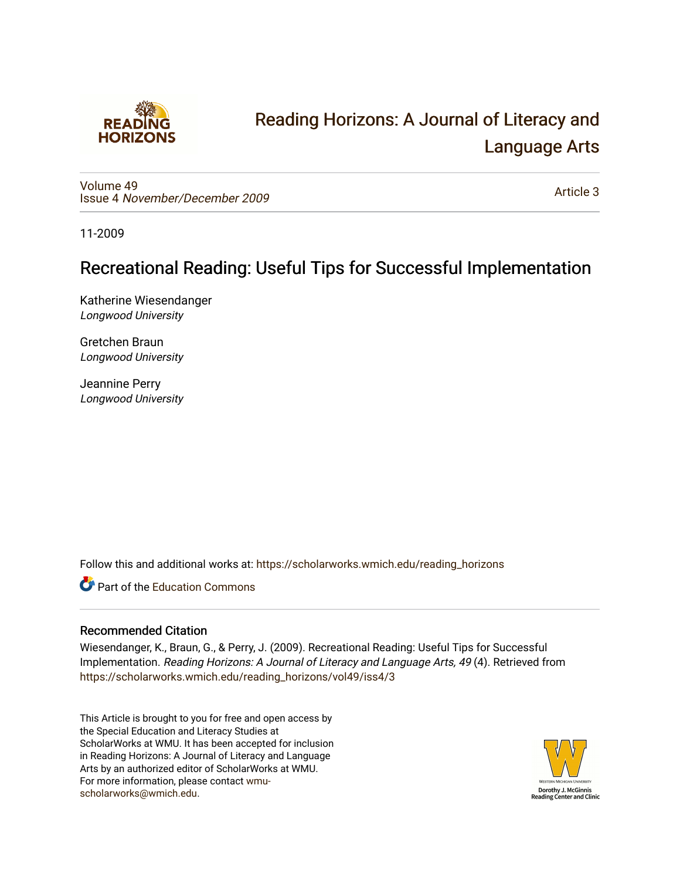Reading Horizons: A Journal of Literacy and Language Arts

Volume 49
Issue 4 *November/December 2009*

Article 3

11-2009

# Recreational Reading: Useful Tips for Successful Implementation

Katherine Wiesendanger
*Longwood University*

Gretchen Braun
*Longwood University*

Jeannine Perry
*Longwood University*

Follow this and additional works at: https://scholarworks.wmich.edu/reading_horizons

Part of the Education Commons

## Recommended Citation

Wiesendanger, K., Braun, G., & Perry, J. (2009). Recreational Reading: Useful Tips for Successful Implementation. *Reading Horizons: A Journal of Literacy and Language Arts, 49* (4). Retrieved from https://scholarworks.wmich.edu/reading_horizons/vol49/iss4/3

This Article is brought to you for free and open access by the Special Education and Literacy Studies at ScholarWorks at WMU. It has been accepted for inclusion in Reading Horizons: A Journal of Literacy and Language Arts by an authorized editor of ScholarWorks at WMU. For more information, please contact wmu-scholarworks@wmich.edu.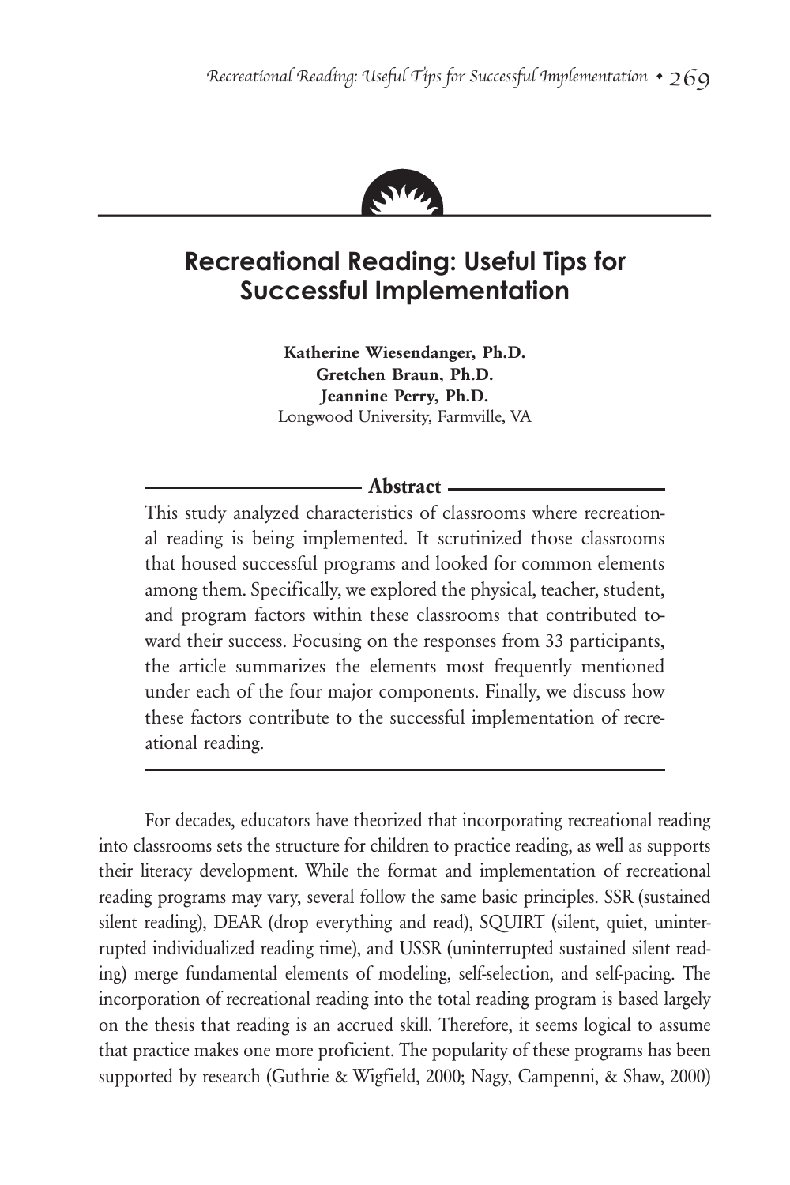# Recreational Reading: Useful Tips for Successful Implementation

**Katherine Wiesendanger, Ph.D.**
**Gretchen Braun, Ph.D.**
**Jeannine Perry, Ph.D.**
Longwood University, Farmville, VA

## Abstract

This study analyzed characteristics of classrooms where recreational reading is being implemented. It scrutinized those classrooms that housed successful programs and looked for common elements among them. Specifically, we explored the physical, teacher, student, and program factors within these classrooms that contributed toward their success. Focusing on the responses from 33 participants, the article summarizes the elements most frequently mentioned under each of the four major components. Finally, we discuss how these factors contribute to the successful implementation of recreational reading.

---

For decades, educators have theorized that incorporating recreational reading into classrooms sets the structure for children to practice reading, as well as supports their literacy development. While the format and implementation of recreational reading programs may vary, several follow the same basic principles. SSR (sustained silent reading), DEAR (drop everything and read), SQUIRT (silent, quiet, uninterrupted individualized reading time), and USSR (uninterrupted sustained silent reading) merge fundamental elements of modeling, self-selection, and self-pacing. The incorporation of recreational reading into the total reading program is based largely on the thesis that reading is an accrued skill. Therefore, it seems logical to assume that practice makes one more proficient. The popularity of these programs has been supported by research (Guthrie & Wigfield, 2000; Nagy, Campenni, & Shaw, 2000)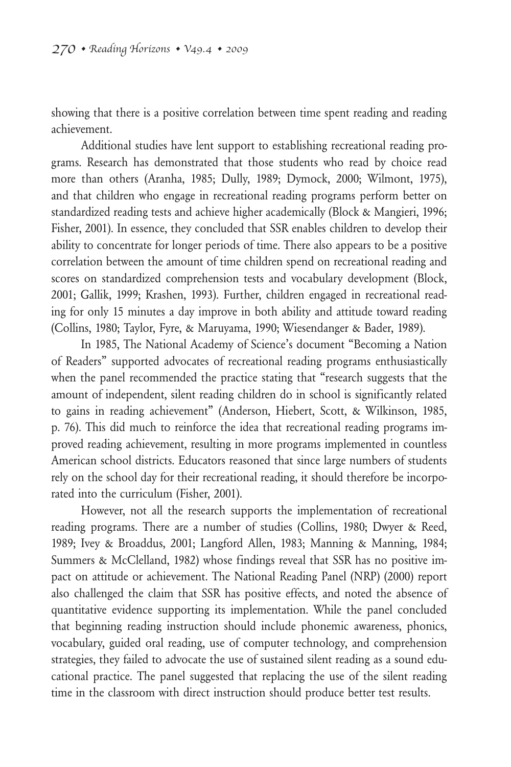showing that there is a positive correlation between time spent reading and reading achievement.

Additional studies have lent support to establishing recreational reading programs. Research has demonstrated that those students who read by choice read more than others (Aranha, 1985; Dully, 1989; Dymock, 2000; Wilmont, 1975), and that children who engage in recreational reading programs perform better on standardized reading tests and achieve higher academically (Block & Mangieri, 1996; Fisher, 2001). In essence, they concluded that SSR enables children to develop their ability to concentrate for longer periods of time. There also appears to be a positive correlation between the amount of time children spend on recreational reading and scores on standardized comprehension tests and vocabulary development (Block, 2001; Gallik, 1999; Krashen, 1993). Further, children engaged in recreational reading for only 15 minutes a day improve in both ability and attitude toward reading (Collins, 1980; Taylor, Fyre, & Maruyama, 1990; Wiesendanger & Bader, 1989).

In 1985, The National Academy of Science's document "Becoming a Nation of Readers" supported advocates of recreational reading programs enthusiastically when the panel recommended the practice stating that "research suggests that the amount of independent, silent reading children do in school is significantly related to gains in reading achievement" (Anderson, Hiebert, Scott, & Wilkinson, 1985, p. 76). This did much to reinforce the idea that recreational reading programs improved reading achievement, resulting in more programs implemented in countless American school districts. Educators reasoned that since large numbers of students rely on the school day for their recreational reading, it should therefore be incorporated into the curriculum (Fisher, 2001).

However, not all the research supports the implementation of recreational reading programs. There are a number of studies (Collins, 1980; Dwyer & Reed, 1989; Ivey & Broaddus, 2001; Langford Allen, 1983; Manning & Manning, 1984; Summers & McClelland, 1982) whose findings reveal that SSR has no positive impact on attitude or achievement. The National Reading Panel (NRP) (2000) report also challenged the claim that SSR has positive effects, and noted the absence of quantitative evidence supporting its implementation. While the panel concluded that beginning reading instruction should include phonemic awareness, phonics, vocabulary, guided oral reading, use of computer technology, and comprehension strategies, they failed to advocate the use of sustained silent reading as a sound educational practice. The panel suggested that replacing the use of the silent reading time in the classroom with direct instruction should produce better test results.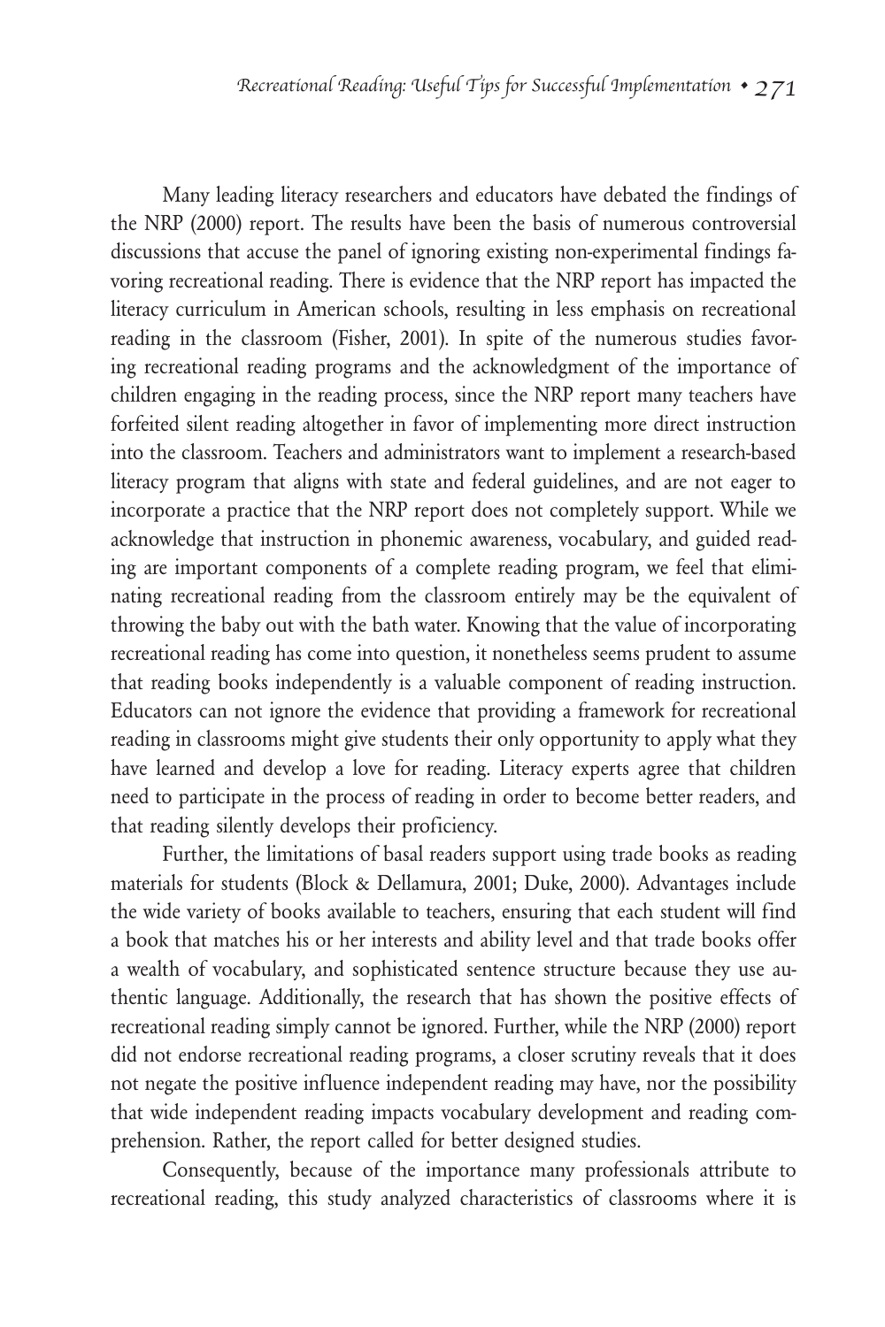Many leading literacy researchers and educators have debated the findings of the NRP (2000) report. The results have been the basis of numerous controversial discussions that accuse the panel of ignoring existing non-experimental findings favoring recreational reading. There is evidence that the NRP report has impacted the literacy curriculum in American schools, resulting in less emphasis on recreational reading in the classroom (Fisher, 2001). In spite of the numerous studies favoring recreational reading programs and the acknowledgment of the importance of children engaging in the reading process, since the NRP report many teachers have forfeited silent reading altogether in favor of implementing more direct instruction into the classroom. Teachers and administrators want to implement a research-based literacy program that aligns with state and federal guidelines, and are not eager to incorporate a practice that the NRP report does not completely support. While we acknowledge that instruction in phonemic awareness, vocabulary, and guided reading are important components of a complete reading program, we feel that eliminating recreational reading from the classroom entirely may be the equivalent of throwing the baby out with the bath water. Knowing that the value of incorporating recreational reading has come into question, it nonetheless seems prudent to assume that reading books independently is a valuable component of reading instruction. Educators can not ignore the evidence that providing a framework for recreational reading in classrooms might give students their only opportunity to apply what they have learned and develop a love for reading. Literacy experts agree that children need to participate in the process of reading in order to become better readers, and that reading silently develops their proficiency.

Further, the limitations of basal readers support using trade books as reading materials for students (Block & Dellamura, 2001; Duke, 2000). Advantages include the wide variety of books available to teachers, ensuring that each student will find a book that matches his or her interests and ability level and that trade books offer a wealth of vocabulary, and sophisticated sentence structure because they use authentic language. Additionally, the research that has shown the positive effects of recreational reading simply cannot be ignored. Further, while the NRP (2000) report did not endorse recreational reading programs, a closer scrutiny reveals that it does not negate the positive influence independent reading may have, nor the possibility that wide independent reading impacts vocabulary development and reading comprehension. Rather, the report called for better designed studies.

Consequently, because of the importance many professionals attribute to recreational reading, this study analyzed characteristics of classrooms where it is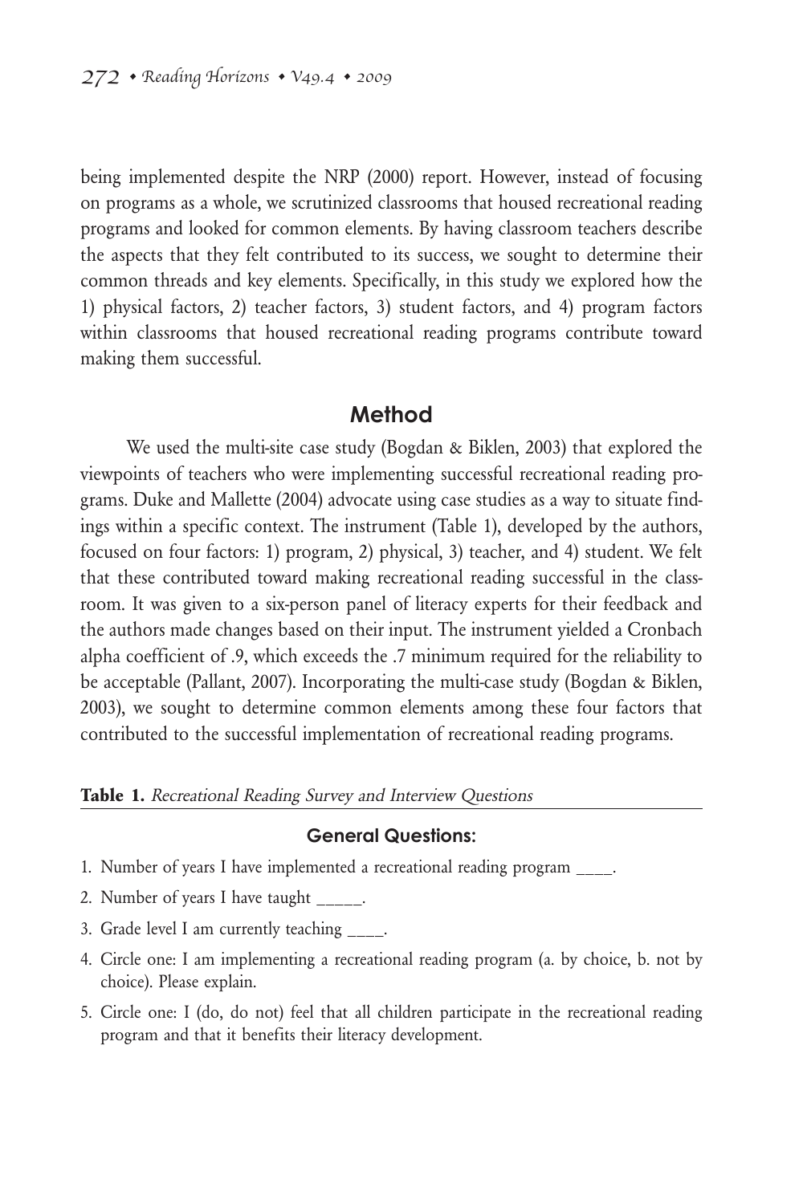being implemented despite the NRP (2000) report. However, instead of focusing on programs as a whole, we scrutinized classrooms that housed recreational reading programs and looked for common elements. By having classroom teachers describe the aspects that they felt contributed to its success, we sought to determine their common threads and key elements. Specifically, in this study we explored how the 1) physical factors, 2) teacher factors, 3) student factors, and 4) program factors within classrooms that housed recreational reading programs contribute toward making them successful.

## Method

We used the multi-site case study (Bogdan & Biklen, 2003) that explored the viewpoints of teachers who were implementing successful recreational reading programs. Duke and Mallette (2004) advocate using case studies as a way to situate findings within a specific context. The instrument (Table 1), developed by the authors, focused on four factors: 1) program, 2) physical, 3) teacher, and 4) student. We felt that these contributed toward making recreational reading successful in the classroom. It was given to a six-person panel of literacy experts for their feedback and the authors made changes based on their input. The instrument yielded a Cronbach alpha coefficient of .9, which exceeds the .7 minimum required for the reliability to be acceptable (Pallant, 2007). Incorporating the multi-case study (Bogdan & Biklen, 2003), we sought to determine common elements among these four factors that contributed to the successful implementation of recreational reading programs.

**Table 1.** *Recreational Reading Survey and Interview Questions*

### General Questions:

1. Number of years I have implemented a recreational reading program ____.
2. Number of years I have taught _____.
3. Grade level I am currently teaching ____.
4. Circle one: I am implementing a recreational reading program (a. by choice, b. not by choice). Please explain.
5. Circle one: I (do, do not) feel that all children participate in the recreational reading program and that it benefits their literacy development.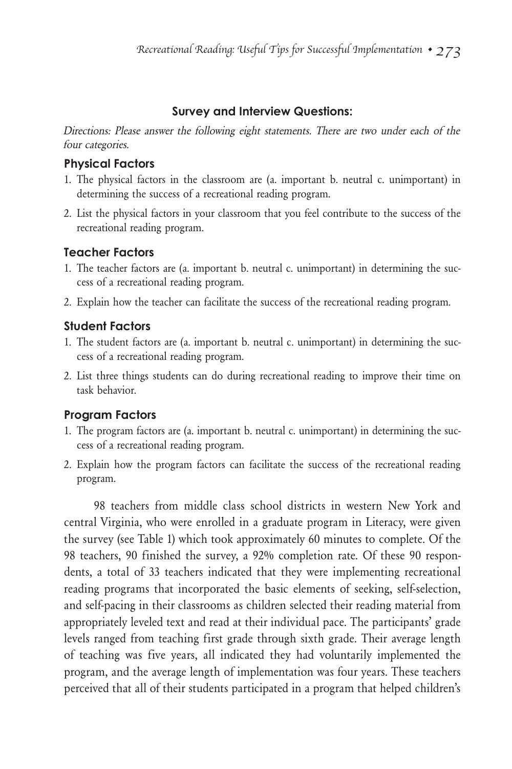### Survey and Interview Questions:

*Directions: Please answer the following eight statements. There are two under each of the four categories.*

#### Physical Factors

1. The physical factors in the classroom are (a. important b. neutral c. unimportant) in determining the success of a recreational reading program.
2. List the physical factors in your classroom that you feel contribute to the success of the recreational reading program.

#### Teacher Factors

1. The teacher factors are (a. important b. neutral c. unimportant) in determining the success of a recreational reading program.
2. Explain how the teacher can facilitate the success of the recreational reading program.

#### Student Factors

1. The student factors are (a. important b. neutral c. unimportant) in determining the success of a recreational reading program.
2. List three things students can do during recreational reading to improve their time on task behavior.

#### Program Factors

1. The program factors are (a. important b. neutral c. unimportant) in determining the success of a recreational reading program.
2. Explain how the program factors can facilitate the success of the recreational reading program.

98 teachers from middle class school districts in western New York and central Virginia, who were enrolled in a graduate program in Literacy, were given the survey (see Table 1) which took approximately 60 minutes to complete. Of the 98 teachers, 90 finished the survey, a 92% completion rate. Of these 90 respondents, a total of 33 teachers indicated that they were implementing recreational reading programs that incorporated the basic elements of seeking, self-selection, and self-pacing in their classrooms as children selected their reading material from appropriately leveled text and read at their individual pace. The participants' grade levels ranged from teaching first grade through sixth grade. Their average length of teaching was five years, all indicated they had voluntarily implemented the program, and the average length of implementation was four years. These teachers perceived that all of their students participated in a program that helped children's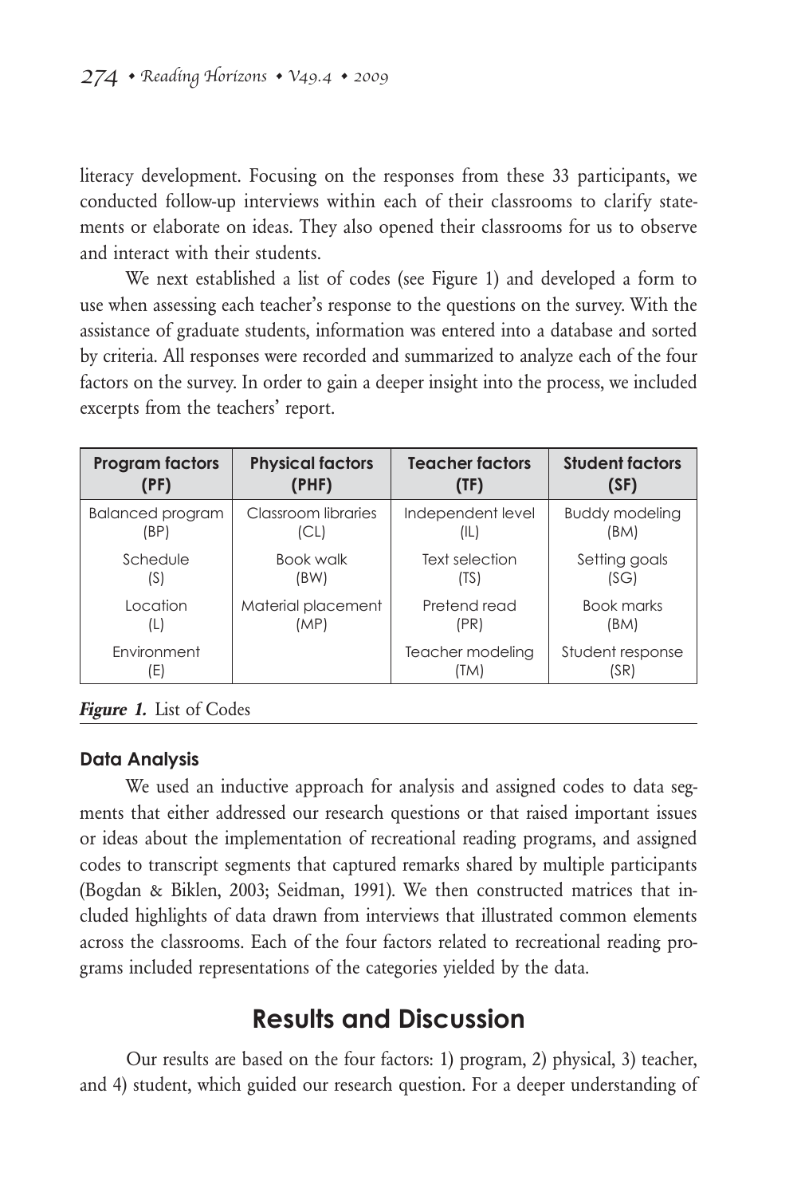literacy development. Focusing on the responses from these 33 participants, we conducted follow-up interviews within each of their classrooms to clarify statements or elaborate on ideas. They also opened their classrooms for us to observe and interact with their students.

We next established a list of codes (see Figure 1) and developed a form to use when assessing each teacher's response to the questions on the survey. With the assistance of graduate students, information was entered into a database and sorted by criteria. All responses were recorded and summarized to analyze each of the four factors on the survey. In order to gain a deeper insight into the process, we included excerpts from the teachers' report.

| **Program factors (PF)** | **Physical factors (PHF)** | **Teacher factors (TF)** | **Student factors (SF)** |
|---|---|---|---|
| Balanced program (BP) | Classroom libraries (CL) | Independent level (IL) | Buddy modeling (BM) |
| Schedule (S) | Book walk (BW) | Text selection (TS) | Setting goals (SG) |
| Location (L) | Material placement (MP) | Pretend read (PR) | Book marks (BM) |
| Environment (E) | | Teacher modeling (TM) | Student response (SR) |

***Figure 1.*** List of Codes

### Data Analysis

We used an inductive approach for analysis and assigned codes to data segments that either addressed our research questions or that raised important issues or ideas about the implementation of recreational reading programs, and assigned codes to transcript segments that captured remarks shared by multiple participants (Bogdan & Biklen, 2003; Seidman, 1991). We then constructed matrices that included highlights of data drawn from interviews that illustrated common elements across the classrooms. Each of the four factors related to recreational reading programs included representations of the categories yielded by the data.

## Results and Discussion

Our results are based on the four factors: 1) program, 2) physical, 3) teacher, and 4) student, which guided our research question. For a deeper understanding of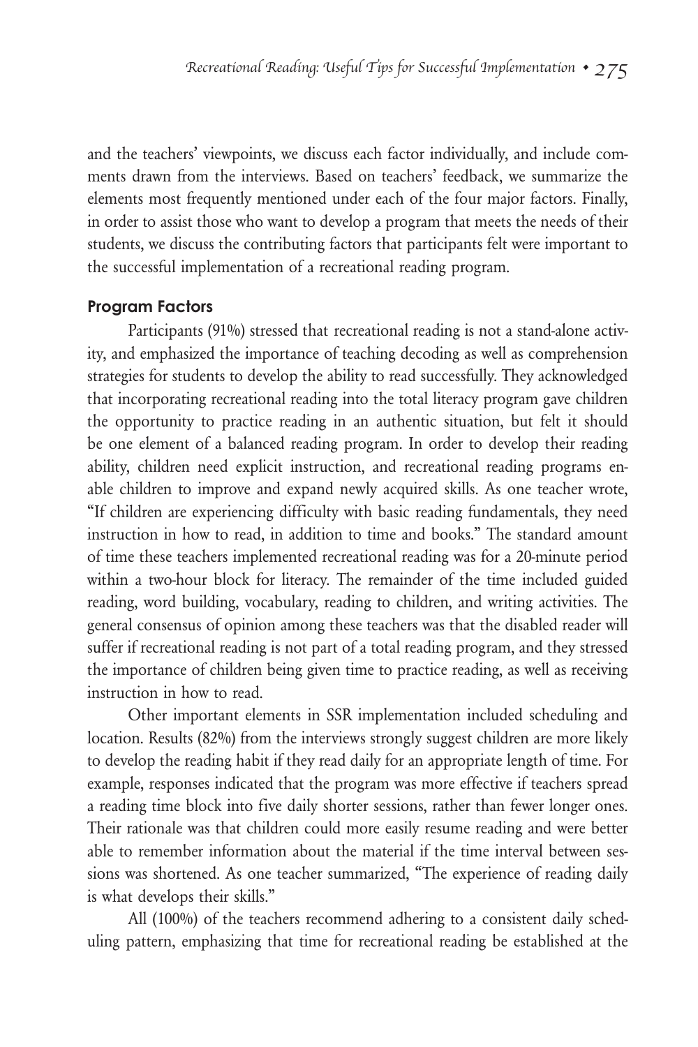and the teachers' viewpoints, we discuss each factor individually, and include comments drawn from the interviews. Based on teachers' feedback, we summarize the elements most frequently mentioned under each of the four major factors. Finally, in order to assist those who want to develop a program that meets the needs of their students, we discuss the contributing factors that participants felt were important to the successful implementation of a recreational reading program.

### Program Factors

Participants (91%) stressed that recreational reading is not a stand-alone activity, and emphasized the importance of teaching decoding as well as comprehension strategies for students to develop the ability to read successfully. They acknowledged that incorporating recreational reading into the total literacy program gave children the opportunity to practice reading in an authentic situation, but felt it should be one element of a balanced reading program. In order to develop their reading ability, children need explicit instruction, and recreational reading programs enable children to improve and expand newly acquired skills. As one teacher wrote, "If children are experiencing difficulty with basic reading fundamentals, they need instruction in how to read, in addition to time and books." The standard amount of time these teachers implemented recreational reading was for a 20-minute period within a two-hour block for literacy. The remainder of the time included guided reading, word building, vocabulary, reading to children, and writing activities. The general consensus of opinion among these teachers was that the disabled reader will suffer if recreational reading is not part of a total reading program, and they stressed the importance of children being given time to practice reading, as well as receiving instruction in how to read.

Other important elements in SSR implementation included scheduling and location. Results (82%) from the interviews strongly suggest children are more likely to develop the reading habit if they read daily for an appropriate length of time. For example, responses indicated that the program was more effective if teachers spread a reading time block into five daily shorter sessions, rather than fewer longer ones. Their rationale was that children could more easily resume reading and were better able to remember information about the material if the time interval between sessions was shortened. As one teacher summarized, "The experience of reading daily is what develops their skills."

All (100%) of the teachers recommend adhering to a consistent daily scheduling pattern, emphasizing that time for recreational reading be established at the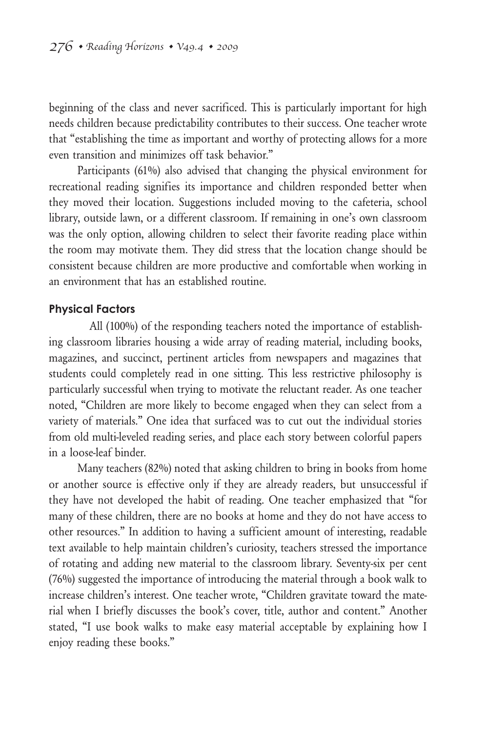beginning of the class and never sacrificed. This is particularly important for high needs children because predictability contributes to their success. One teacher wrote that "establishing the time as important and worthy of protecting allows for a more even transition and minimizes off task behavior."

Participants (61%) also advised that changing the physical environment for recreational reading signifies its importance and children responded better when they moved their location. Suggestions included moving to the cafeteria, school library, outside lawn, or a different classroom. If remaining in one's own classroom was the only option, allowing children to select their favorite reading place within the room may motivate them. They did stress that the location change should be consistent because children are more productive and comfortable when working in an environment that has an established routine.

### Physical Factors

All (100%) of the responding teachers noted the importance of establishing classroom libraries housing a wide array of reading material, including books, magazines, and succinct, pertinent articles from newspapers and magazines that students could completely read in one sitting. This less restrictive philosophy is particularly successful when trying to motivate the reluctant reader. As one teacher noted, "Children are more likely to become engaged when they can select from a variety of materials." One idea that surfaced was to cut out the individual stories from old multi-leveled reading series, and place each story between colorful papers in a loose-leaf binder.

Many teachers (82%) noted that asking children to bring in books from home or another source is effective only if they are already readers, but unsuccessful if they have not developed the habit of reading. One teacher emphasized that "for many of these children, there are no books at home and they do not have access to other resources." In addition to having a sufficient amount of interesting, readable text available to help maintain children's curiosity, teachers stressed the importance of rotating and adding new material to the classroom library. Seventy-six per cent (76%) suggested the importance of introducing the material through a book walk to increase children's interest. One teacher wrote, "Children gravitate toward the material when I briefly discusses the book's cover, title, author and content." Another stated, "I use book walks to make easy material acceptable by explaining how I enjoy reading these books."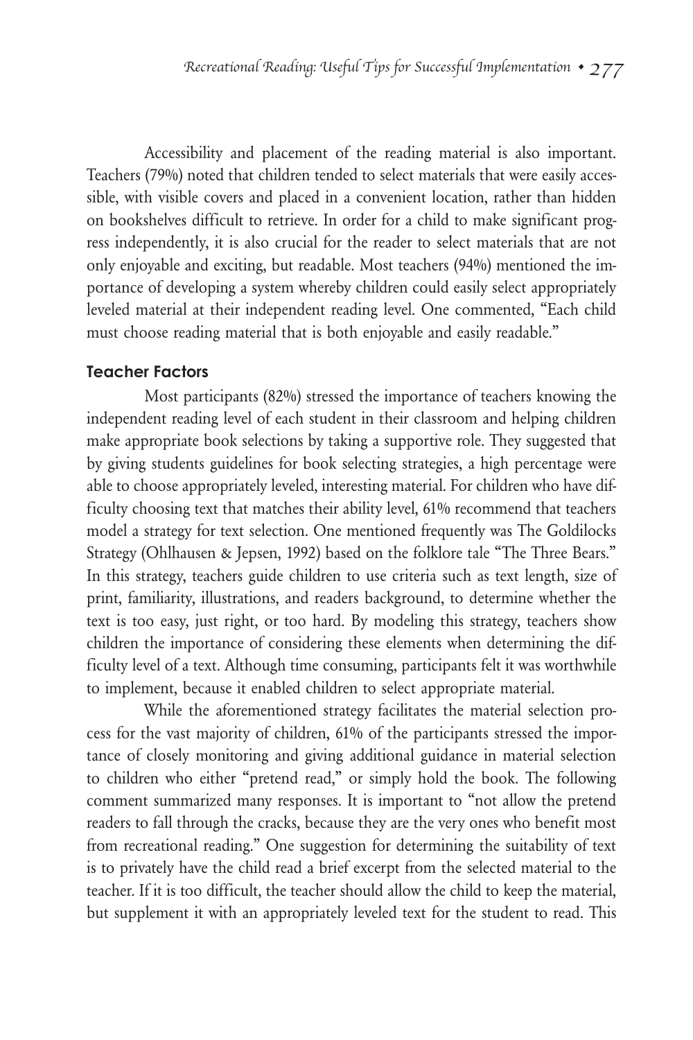Accessibility and placement of the reading material is also important. Teachers (79%) noted that children tended to select materials that were easily accessible, with visible covers and placed in a convenient location, rather than hidden on bookshelves difficult to retrieve. In order for a child to make significant progress independently, it is also crucial for the reader to select materials that are not only enjoyable and exciting, but readable. Most teachers (94%) mentioned the importance of developing a system whereby children could easily select appropriately leveled material at their independent reading level. One commented, "Each child must choose reading material that is both enjoyable and easily readable."

### Teacher Factors

Most participants (82%) stressed the importance of teachers knowing the independent reading level of each student in their classroom and helping children make appropriate book selections by taking a supportive role. They suggested that by giving students guidelines for book selecting strategies, a high percentage were able to choose appropriately leveled, interesting material. For children who have difficulty choosing text that matches their ability level, 61% recommend that teachers model a strategy for text selection. One mentioned frequently was The Goldilocks Strategy (Ohlhausen & Jepsen, 1992) based on the folklore tale "The Three Bears." In this strategy, teachers guide children to use criteria such as text length, size of print, familiarity, illustrations, and readers background, to determine whether the text is too easy, just right, or too hard. By modeling this strategy, teachers show children the importance of considering these elements when determining the difficulty level of a text. Although time consuming, participants felt it was worthwhile to implement, because it enabled children to select appropriate material.

While the aforementioned strategy facilitates the material selection process for the vast majority of children, 61% of the participants stressed the importance of closely monitoring and giving additional guidance in material selection to children who either "pretend read," or simply hold the book. The following comment summarized many responses. It is important to "not allow the pretend readers to fall through the cracks, because they are the very ones who benefit most from recreational reading." One suggestion for determining the suitability of text is to privately have the child read a brief excerpt from the selected material to the teacher. If it is too difficult, the teacher should allow the child to keep the material, but supplement it with an appropriately leveled text for the student to read. This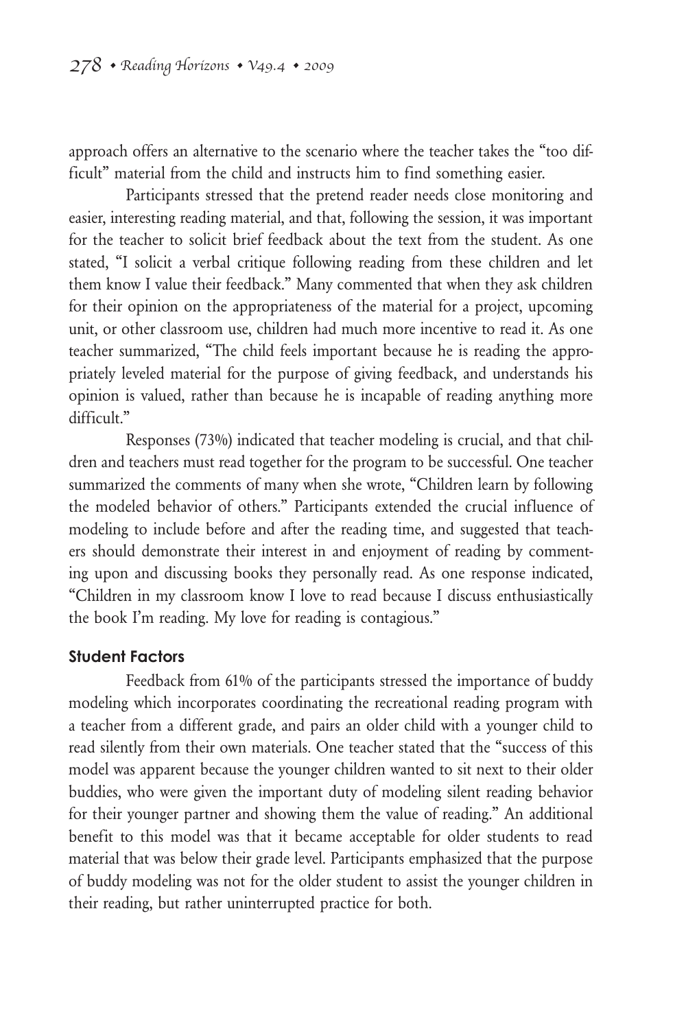approach offers an alternative to the scenario where the teacher takes the "too difficult" material from the child and instructs him to find something easier.

Participants stressed that the pretend reader needs close monitoring and easier, interesting reading material, and that, following the session, it was important for the teacher to solicit brief feedback about the text from the student. As one stated, "I solicit a verbal critique following reading from these children and let them know I value their feedback." Many commented that when they ask children for their opinion on the appropriateness of the material for a project, upcoming unit, or other classroom use, children had much more incentive to read it. As one teacher summarized, "The child feels important because he is reading the appropriately leveled material for the purpose of giving feedback, and understands his opinion is valued, rather than because he is incapable of reading anything more difficult."

Responses (73%) indicated that teacher modeling is crucial, and that children and teachers must read together for the program to be successful. One teacher summarized the comments of many when she wrote, "Children learn by following the modeled behavior of others." Participants extended the crucial influence of modeling to include before and after the reading time, and suggested that teachers should demonstrate their interest in and enjoyment of reading by commenting upon and discussing books they personally read. As one response indicated, "Children in my classroom know I love to read because I discuss enthusiastically the book I'm reading. My love for reading is contagious."

### Student Factors

Feedback from 61% of the participants stressed the importance of buddy modeling which incorporates coordinating the recreational reading program with a teacher from a different grade, and pairs an older child with a younger child to read silently from their own materials. One teacher stated that the "success of this model was apparent because the younger children wanted to sit next to their older buddies, who were given the important duty of modeling silent reading behavior for their younger partner and showing them the value of reading." An additional benefit to this model was that it became acceptable for older students to read material that was below their grade level. Participants emphasized that the purpose of buddy modeling was not for the older student to assist the younger children in their reading, but rather uninterrupted practice for both.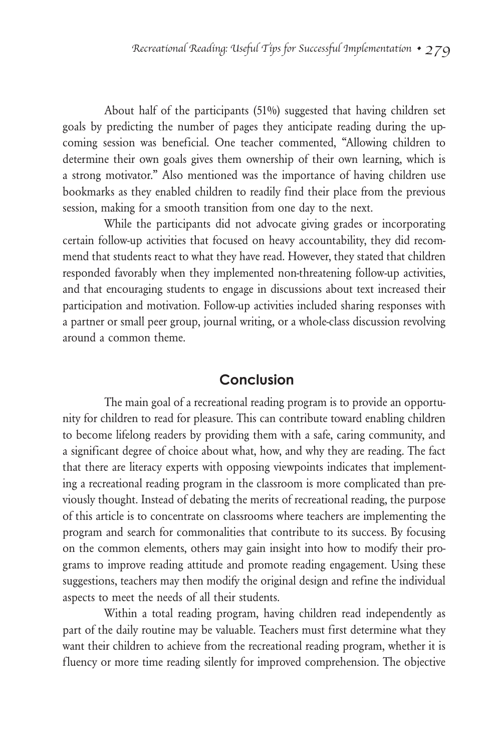About half of the participants (51%) suggested that having children set goals by predicting the number of pages they anticipate reading during the upcoming session was beneficial. One teacher commented, "Allowing children to determine their own goals gives them ownership of their own learning, which is a strong motivator." Also mentioned was the importance of having children use bookmarks as they enabled children to readily find their place from the previous session, making for a smooth transition from one day to the next.

While the participants did not advocate giving grades or incorporating certain follow-up activities that focused on heavy accountability, they did recommend that students react to what they have read. However, they stated that children responded favorably when they implemented non-threatening follow-up activities, and that encouraging students to engage in discussions about text increased their participation and motivation. Follow-up activities included sharing responses with a partner or small peer group, journal writing, or a whole-class discussion revolving around a common theme.

## Conclusion

The main goal of a recreational reading program is to provide an opportunity for children to read for pleasure. This can contribute toward enabling children to become lifelong readers by providing them with a safe, caring community, and a significant degree of choice about what, how, and why they are reading. The fact that there are literacy experts with opposing viewpoints indicates that implementing a recreational reading program in the classroom is more complicated than previously thought. Instead of debating the merits of recreational reading, the purpose of this article is to concentrate on classrooms where teachers are implementing the program and search for commonalities that contribute to its success. By focusing on the common elements, others may gain insight into how to modify their programs to improve reading attitude and promote reading engagement. Using these suggestions, teachers may then modify the original design and refine the individual aspects to meet the needs of all their students.

Within a total reading program, having children read independently as part of the daily routine may be valuable. Teachers must first determine what they want their children to achieve from the recreational reading program, whether it is fluency or more time reading silently for improved comprehension. The objective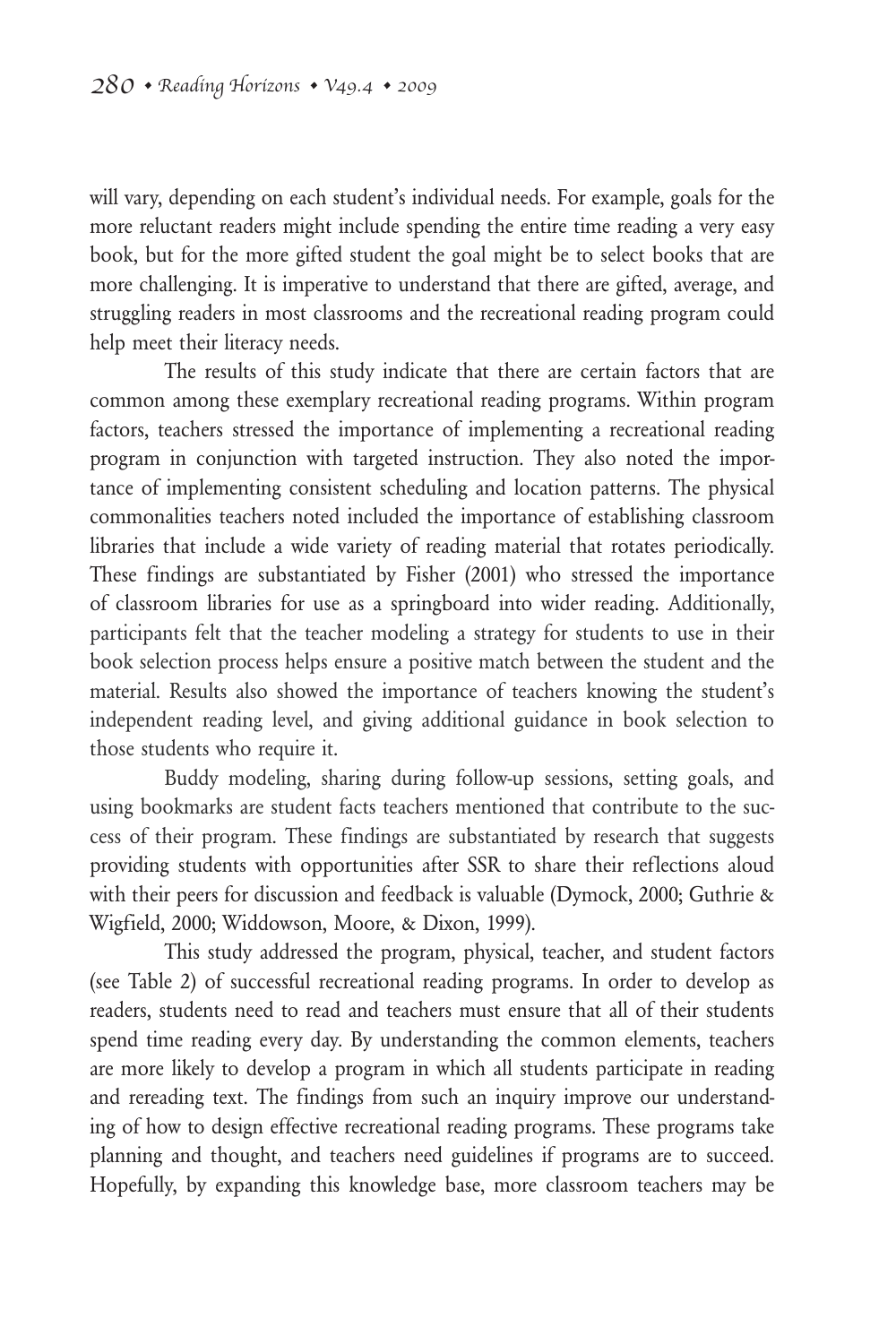will vary, depending on each student's individual needs. For example, goals for the more reluctant readers might include spending the entire time reading a very easy book, but for the more gifted student the goal might be to select books that are more challenging. It is imperative to understand that there are gifted, average, and struggling readers in most classrooms and the recreational reading program could help meet their literacy needs.

The results of this study indicate that there are certain factors that are common among these exemplary recreational reading programs. Within program factors, teachers stressed the importance of implementing a recreational reading program in conjunction with targeted instruction. They also noted the importance of implementing consistent scheduling and location patterns. The physical commonalities teachers noted included the importance of establishing classroom libraries that include a wide variety of reading material that rotates periodically. These findings are substantiated by Fisher (2001) who stressed the importance of classroom libraries for use as a springboard into wider reading. Additionally, participants felt that the teacher modeling a strategy for students to use in their book selection process helps ensure a positive match between the student and the material. Results also showed the importance of teachers knowing the student's independent reading level, and giving additional guidance in book selection to those students who require it.

Buddy modeling, sharing during follow-up sessions, setting goals, and using bookmarks are student facts teachers mentioned that contribute to the success of their program. These findings are substantiated by research that suggests providing students with opportunities after SSR to share their reflections aloud with their peers for discussion and feedback is valuable (Dymock, 2000; Guthrie & Wigfield, 2000; Widdowson, Moore, & Dixon, 1999).

This study addressed the program, physical, teacher, and student factors (see Table 2) of successful recreational reading programs. In order to develop as readers, students need to read and teachers must ensure that all of their students spend time reading every day. By understanding the common elements, teachers are more likely to develop a program in which all students participate in reading and rereading text. The findings from such an inquiry improve our understanding of how to design effective recreational reading programs. These programs take planning and thought, and teachers need guidelines if programs are to succeed. Hopefully, by expanding this knowledge base, more classroom teachers may be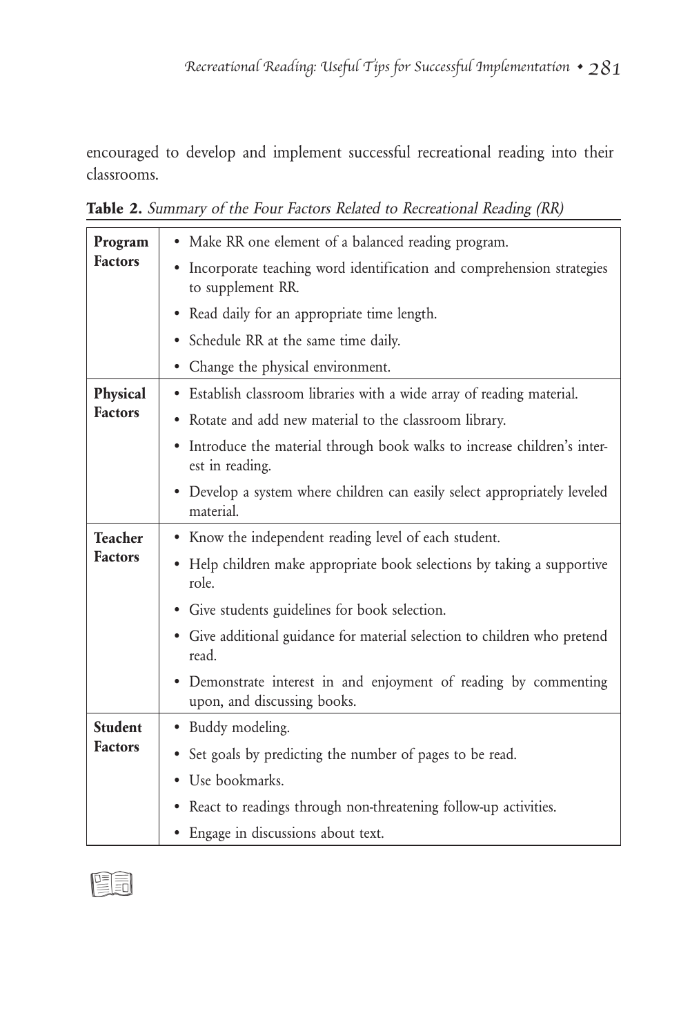encouraged to develop and implement successful recreational reading into their classrooms.

**Table 2.** *Summary of the Four Factors Related to Recreational Reading (RR)*

| | |
|---|---|
| **Program Factors** | • Make RR one element of a balanced reading program.<br>• Incorporate teaching word identification and comprehension strategies to supplement RR.<br>• Read daily for an appropriate time length.<br>• Schedule RR at the same time daily.<br>• Change the physical environment. |
| **Physical Factors** | • Establish classroom libraries with a wide array of reading material.<br>• Rotate and add new material to the classroom library.<br>• Introduce the material through book walks to increase children's interest in reading.<br>• Develop a system where children can easily select appropriately leveled material. |
| **Teacher Factors** | • Know the independent reading level of each student.<br>• Help children make appropriate book selections by taking a supportive role.<br>• Give students guidelines for book selection.<br>• Give additional guidance for material selection to children who pretend read.<br>• Demonstrate interest in and enjoyment of reading by commenting upon, and discussing books. |
| **Student Factors** | • Buddy modeling.<br>• Set goals by predicting the number of pages to be read.<br>• Use bookmarks.<br>• React to readings through non-threatening follow-up activities.<br>• Engage in discussions about text. |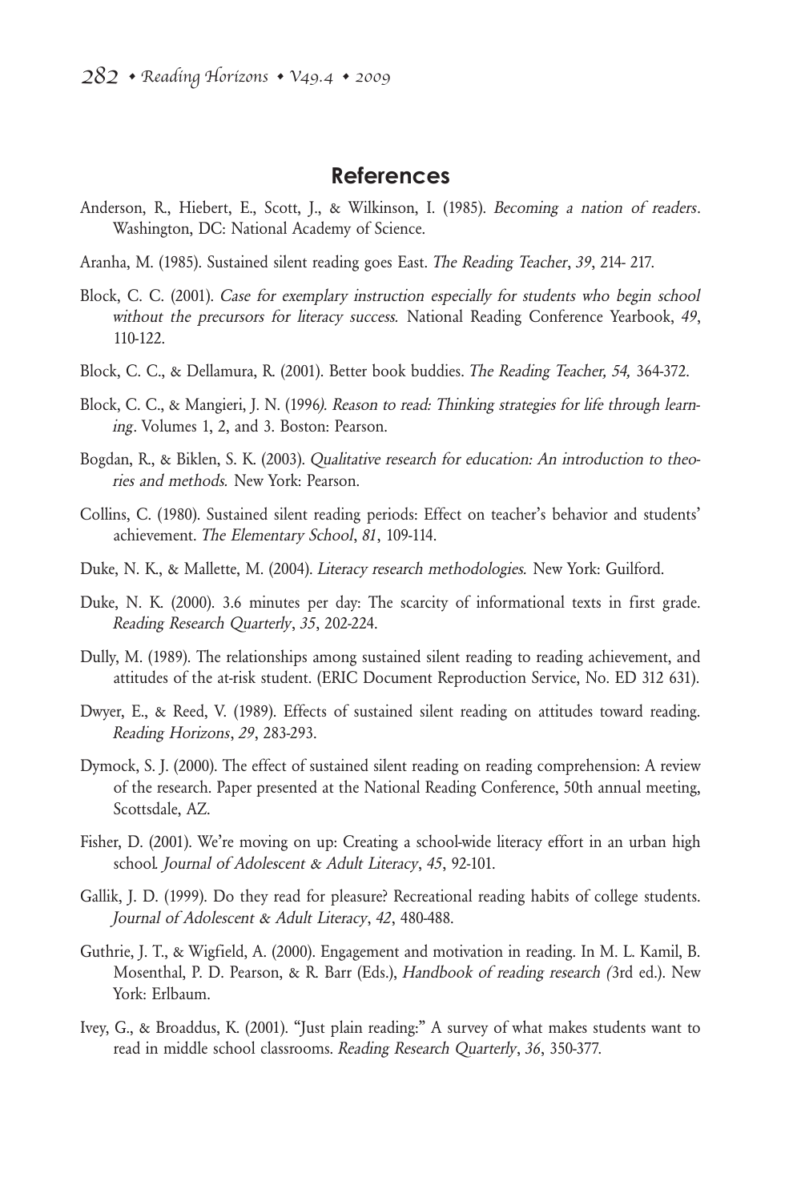## References

Anderson, R., Hiebert, E., Scott, J., & Wilkinson, I. (1985). *Becoming a nation of readers*. Washington, DC: National Academy of Science.

Aranha, M. (1985). Sustained silent reading goes East. *The Reading Teacher*, *39*, 214- 217.

Block, C. C. (2001). *Case for exemplary instruction especially for students who begin school without the precursors for literacy success.* National Reading Conference Yearbook, *49*, 110-122.

Block, C. C., & Dellamura, R. (2001). Better book buddies. *The Reading Teacher, 54,* 364-372.

Block, C. C., & Mangieri, J. N. (1996*). Reason to read: Thinking strategies for life through learning*. Volumes 1, 2, and 3. Boston: Pearson.

Bogdan, R., & Biklen, S. K. (2003). *Qualitative research for education: An introduction to theories and methods.* New York: Pearson.

Collins, C. (1980). Sustained silent reading periods: Effect on teacher's behavior and students' achievement. *The Elementary School*, *81*, 109-114.

Duke, N. K., & Mallette, M. (2004). *Literacy research methodologies.* New York: Guilford.

Duke, N. K. (2000). 3.6 minutes per day: The scarcity of informational texts in first grade. *Reading Research Quarterly*, *35*, 202-224.

Dully, M. (1989). The relationships among sustained silent reading to reading achievement, and attitudes of the at-risk student. (ERIC Document Reproduction Service, No. ED 312 631).

Dwyer, E., & Reed, V. (1989). Effects of sustained silent reading on attitudes toward reading. *Reading Horizons*, *29*, 283-293.

Dymock, S. J. (2000). The effect of sustained silent reading on reading comprehension: A review of the research. Paper presented at the National Reading Conference, 50th annual meeting, Scottsdale, AZ.

Fisher, D. (2001). We're moving on up: Creating a school-wide literacy effort in an urban high school*. Journal of Adolescent & Adult Literacy*, *45*, 92-101.

Gallik, J. D. (1999). Do they read for pleasure? Recreational reading habits of college students. *Journal of Adolescent & Adult Literacy*, *42*, 480-488.

Guthrie, J. T., & Wigfield, A. (2000). Engagement and motivation in reading. In M. L. Kamil, B. Mosenthal, P. D. Pearson, & R. Barr (Eds.), *Handbook of reading research (*3rd ed.). New York: Erlbaum.

Ivey, G., & Broaddus, K. (2001). "Just plain reading:" A survey of what makes students want to read in middle school classrooms. *Reading Research Quarterly*, *36*, 350-377.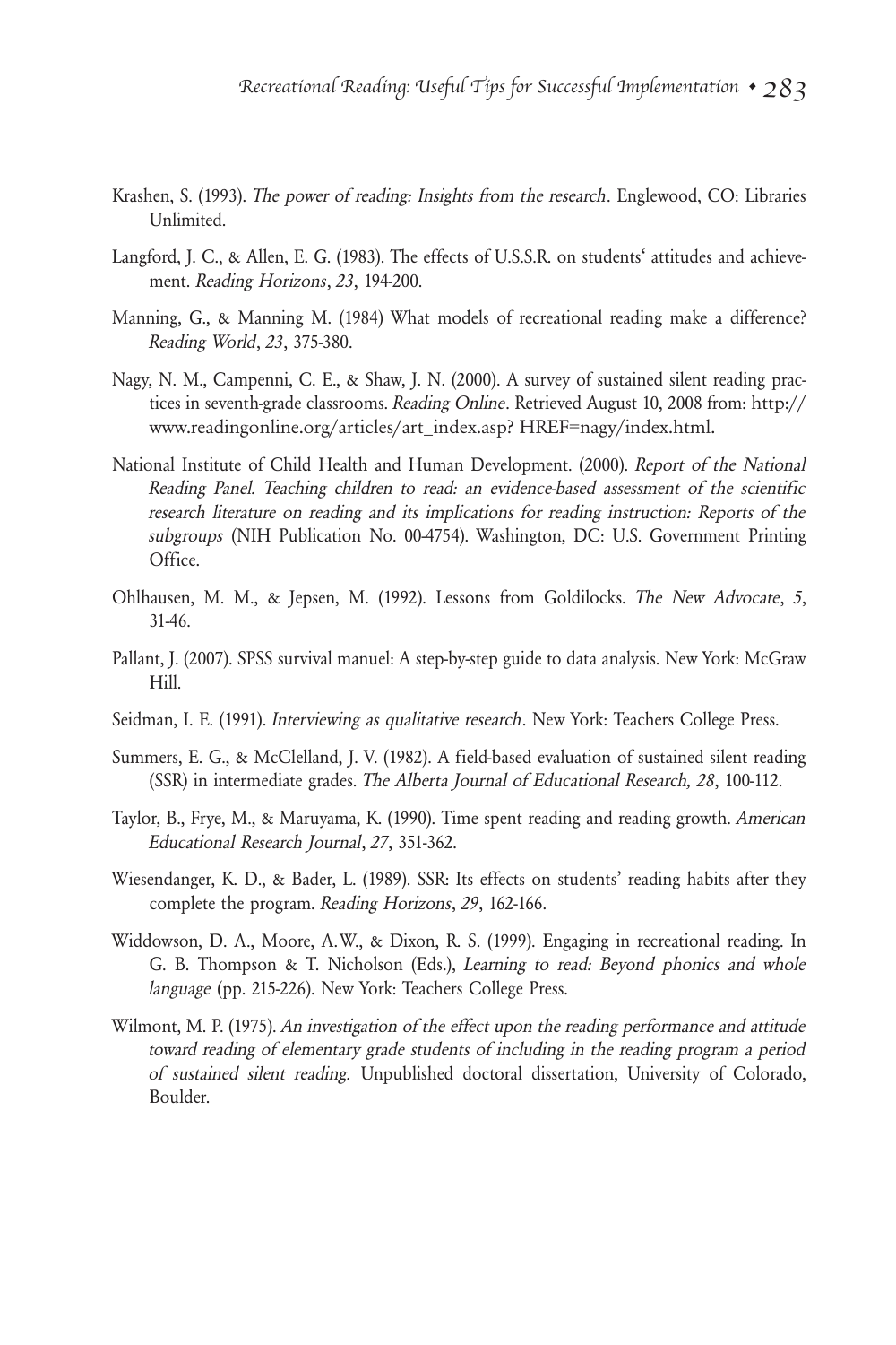Krashen, S. (1993). *The power of reading: Insights from the research*. Englewood, CO: Libraries Unlimited.

Langford, J. C., & Allen, E. G. (1983). The effects of U.S.S.R. on students' attitudes and achievement. *Reading Horizons*, *23*, 194-200.

Manning, G., & Manning M. (1984) What models of recreational reading make a difference? *Reading World*, *23*, 375-380.

Nagy, N. M., Campenni, C. E., & Shaw, J. N. (2000). A survey of sustained silent reading practices in seventh-grade classrooms. *Reading Online*. Retrieved August 10, 2008 from: http://www.readingonline.org/articles/art_index.asp? HREF=nagy/index.html.

National Institute of Child Health and Human Development. (2000). *Report of the National Reading Panel. Teaching children to read: an evidence-based assessment of the scientific research literature on reading and its implications for reading instruction: Reports of the subgroups* (NIH Publication No. 00-4754). Washington, DC: U.S. Government Printing Office.

Ohlhausen, M. M., & Jepsen, M. (1992). Lessons from Goldilocks. *The New Advocate*, *5*, 31-46.

Pallant, J. (2007). SPSS survival manuel: A step-by-step guide to data analysis. New York: McGraw Hill.

Seidman, I. E. (1991). *Interviewing as qualitative research*. New York: Teachers College Press.

Summers, E. G., & McClelland, J. V. (1982). A field-based evaluation of sustained silent reading (SSR) in intermediate grades. *The Alberta Journal of Educational Research, 28*, 100-112.

Taylor, B., Frye, M., & Maruyama, K. (1990). Time spent reading and reading growth. *American Educational Research Journal*, *27*, 351-362.

Wiesendanger, K. D., & Bader, L. (1989). SSR: Its effects on students' reading habits after they complete the program. *Reading Horizons*, *29*, 162-166.

Widdowson, D. A., Moore, A.W., & Dixon, R. S. (1999). Engaging in recreational reading. In G. B. Thompson & T. Nicholson (Eds.), *Learning to read: Beyond phonics and whole language* (pp. 215-226). New York: Teachers College Press.

Wilmont, M. P. (1975). *An investigation of the effect upon the reading performance and attitude toward reading of elementary grade students of including in the reading program a period of sustained silent reading.* Unpublished doctoral dissertation, University of Colorado, Boulder.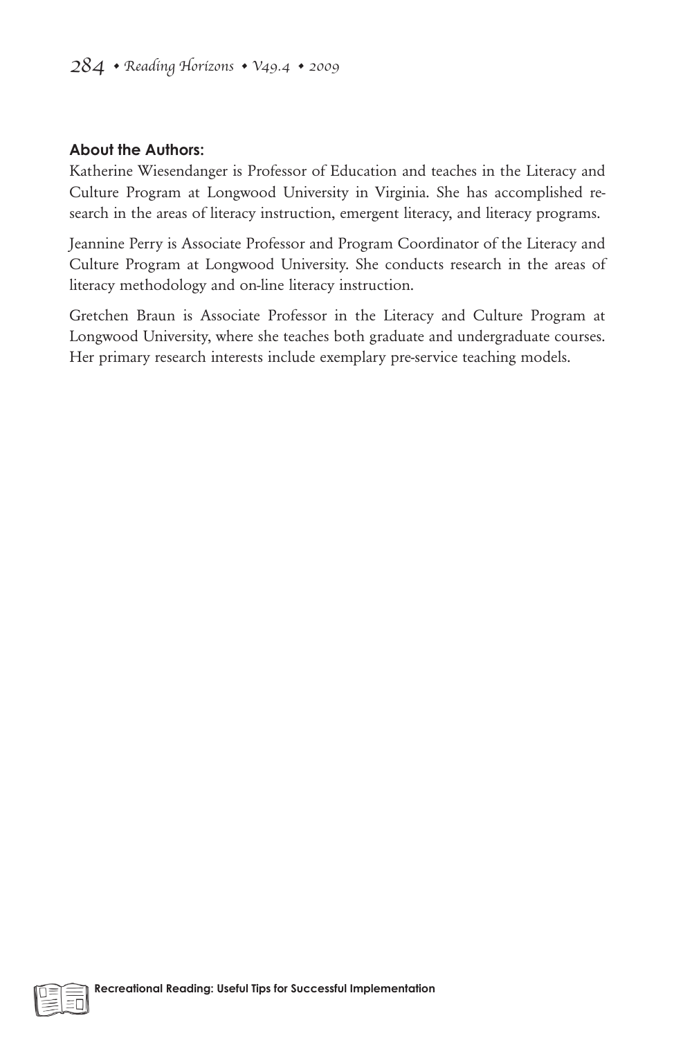**About the Authors:**

Katherine Wiesendanger is Professor of Education and teaches in the Literacy and Culture Program at Longwood University in Virginia. She has accomplished research in the areas of literacy instruction, emergent literacy, and literacy programs.

Jeannine Perry is Associate Professor and Program Coordinator of the Literacy and Culture Program at Longwood University. She conducts research in the areas of literacy methodology and on-line literacy instruction.

Gretchen Braun is Associate Professor in the Literacy and Culture Program at Longwood University, where she teaches both graduate and undergraduate courses. Her primary research interests include exemplary pre-service teaching models.